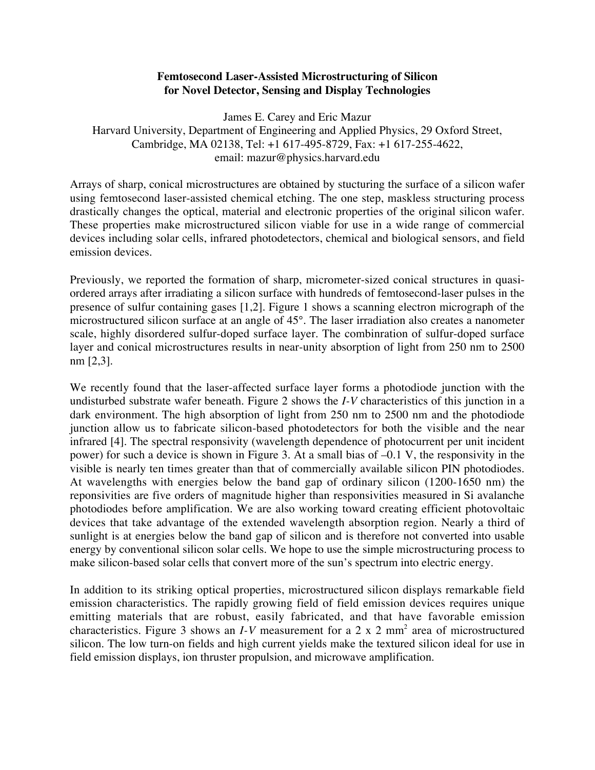# Femtosecond Laser-Assisted Microstructuring of Silicon for Novel Detector, Sensing and Display Technologies

James E. Carey and Eric Mazur
Harvard University, Department of Engineering and Applied Physics, 29 Oxford Street, Cambridge, MA 02138, Tel: +1 617-495-8729, Fax: +1 617-255-4622, email: mazur@physics.harvard.edu

Arrays of sharp, conical microstructures are obtained by stucturing the surface of a silicon wafer using femtosecond laser-assisted chemical etching. The one step, maskless structuring process drastically changes the optical, material and electronic properties of the original silicon wafer. These properties make microstructured silicon viable for use in a wide range of commercial devices including solar cells, infrared photodetectors, chemical and biological sensors, and field emission devices.

Previously, we reported the formation of sharp, micrometer-sized conical structures in quasi-ordered arrays after irradiating a silicon surface with hundreds of femtosecond-laser pulses in the presence of sulfur containing gases [1,2]. Figure 1 shows a scanning electron micrograph of the microstructured silicon surface at an angle of 45°. The laser irradiation also creates a nanometer scale, highly disordered sulfur-doped surface layer. The combinration of sulfur-doped surface layer and conical microstructures results in near-unity absorption of light from 250 nm to 2500 nm [2,3].

We recently found that the laser-affected surface layer forms a photodiode junction with the undisturbed substrate wafer beneath. Figure 2 shows the *I-V* characteristics of this junction in a dark environment. The high absorption of light from 250 nm to 2500 nm and the photodiode junction allow us to fabricate silicon-based photodetectors for both the visible and the near infrared [4]. The spectral responsivity (wavelength dependence of photocurrent per unit incident power) for such a device is shown in Figure 3. At a small bias of –0.1 V, the responsivity in the visible is nearly ten times greater than that of commercially available silicon PIN photodiodes. At wavelengths with energies below the band gap of ordinary silicon (1200-1650 nm) the reponsivities are five orders of magnitude higher than responsivities measured in Si avalanche photodiodes before amplification. We are also working toward creating efficient photovoltaic devices that take advantage of the extended wavelength absorption region. Nearly a third of sunlight is at energies below the band gap of silicon and is therefore not converted into usable energy by conventional silicon solar cells. We hope to use the simple microstructuring process to make silicon-based solar cells that convert more of the sun's spectrum into electric energy.

In addition to its striking optical properties, microstructured silicon displays remarkable field emission characteristics. The rapidly growing field of field emission devices requires unique emitting materials that are robust, easily fabricated, and that have favorable emission characteristics. Figure 3 shows an *I-V* measurement for a 2 x 2 $mm^2$ area of microstructured silicon. The low turn-on fields and high current yields make the textured silicon ideal for use in field emission displays, ion thruster propulsion, and microwave amplification.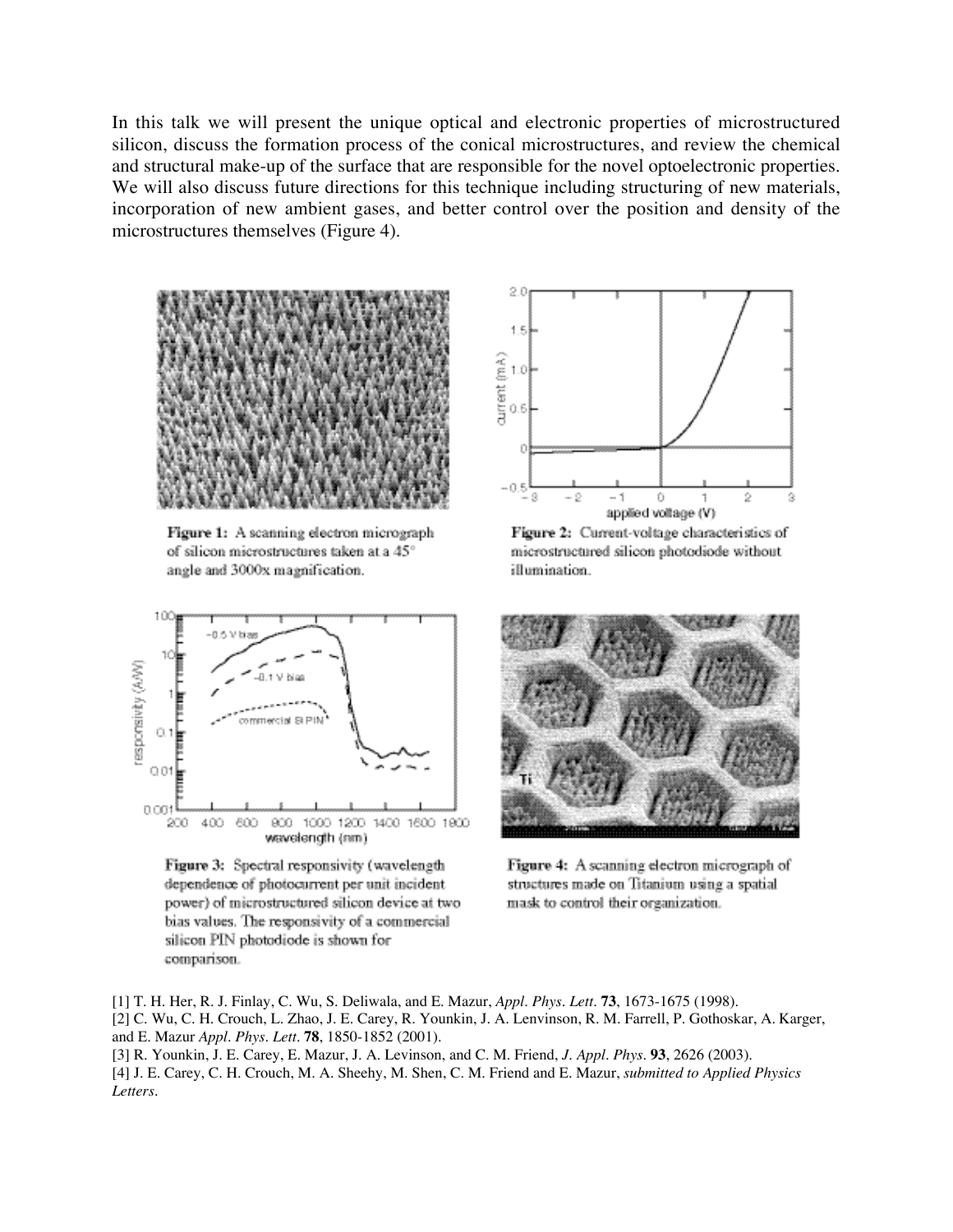In this talk we will present the unique optical and electronic properties of microstructured silicon, discuss the formation process of the conical microstructures, and review the chemical and structural make-up of the surface that are responsible for the novel optoelectronic properties. We will also discuss future directions for this technique including structuring of new materials, incorporation of new ambient gases, and better control over the position and density of the microstructures themselves (Figure 4).

**Figure 1:** A scanning electron micrograph of silicon microstructures taken at a 45° angle and 3000x magnification.

current (mA)
2.0
1.5
1.0
0.5
0
−0.5
−3
−2
−1
0
1
2
3
applied voltage (V)

**Figure 2:** Current-voltage characteristics of microstructured silicon photodiode without illumination.

responsivity (A/W)
100
10
1
0.1
0.01
0.001
200
400
600
800
1000
1200
1400
1600
1800
wavelength (nm)
−0.5 V bias
−0.1 V bias
commercial Si PIN

**Figure 3:** Spectral responsivity (wavelength dependence of photocurrent per unit incident power) of microstructured silicon device at two bias values. The responsivity of a commercial silicon PIN photodiode is shown for comparison.

Ti

**Figure 4:** A scanning electron micrograph of structures made on Titanium using a spatial mask to control their organization.

[1] T. H. Her, R. J. Finlay, C. Wu, S. Deliwala, and E. Mazur, *Appl. Phys. Lett*. **73**, 1673-1675 (1998).
[2] C. Wu, C. H. Crouch, L. Zhao, J. E. Carey, R. Younkin, J. A. Levinson, R. M. Farrell, P. Gothoskar, A. Karger, and E. Mazur *Appl. Phys. Lett*. **78**, 1850-1852 (2001).
[3] R. Younkin, J. E. Carey, E. Mazur, J. A. Levinson, and C. M. Friend, *J. Appl. Phys*. **93**, 2626 (2003).
[4] J. E. Carey, C. H. Crouch, M. A. Sheehy, M. Shen, C. M. Friend and E. Mazur, *submitted to Applied Physics Letters*.